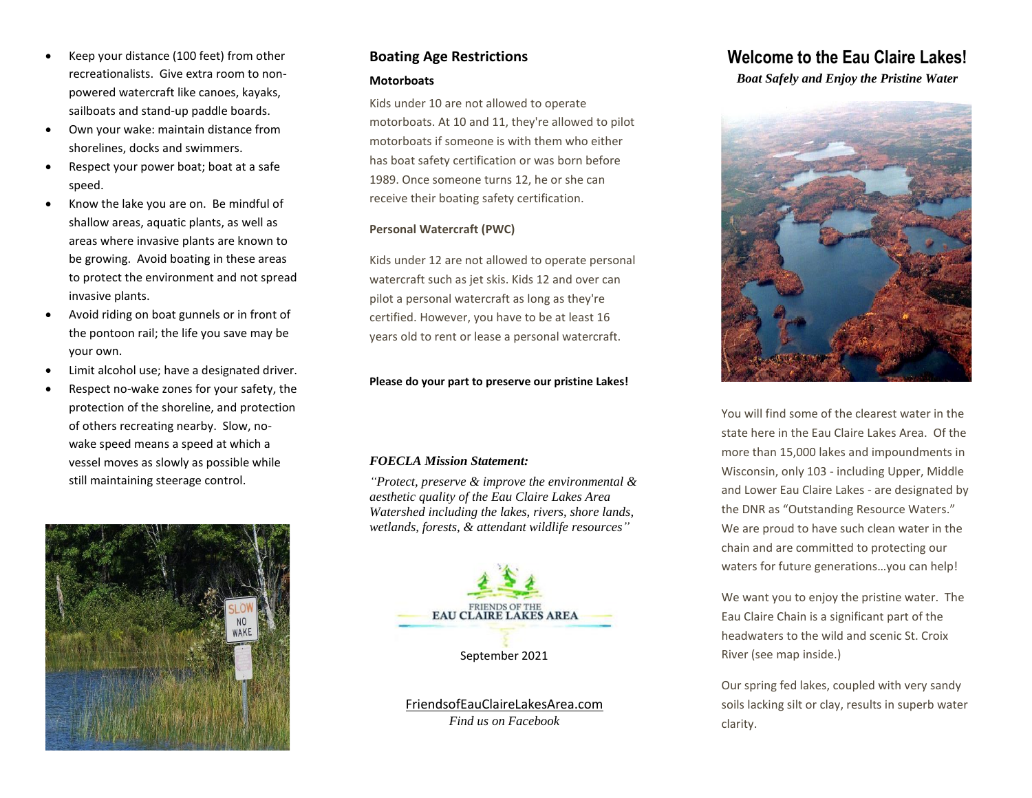- Keep your distance (100 feet) from other recreationalists. Give extra room to non-powered watercraft like canoes, kayaks, sailboats and stand-up paddle boards.
- Own your wake: maintain distance from shorelines, docks and swimmers.
- Respect your power boat; boat at a safe speed.
- Know the lake you are on. Be mindful of shallow areas, aquatic plants, as well as areas where invasive plants are known to be growing. Avoid boating in these areas to protect the environment and not spread invasive plants.
- Avoid riding on boat gunnels or in front of the pontoon rail; the life you save may be your own.
- Limit alcohol use; have a designated driver.
- Respect no-wake zones for your safety, the protection of the shoreline, and protection of others recreating nearby. Slow, no-wake speed means a speed at which a vessel moves as slowly as possible while still maintaining steerage control.

## Boating Age Restrictions

### Motorboats

Kids under 10 are not allowed to operate motorboats. At 10 and 11, they're allowed to pilot motorboats if someone is with them who either has boat safety certification or was born before 1989. Once someone turns 12, he or she can receive their boating safety certification.

### Personal Watercraft (PWC)

Kids under 12 are not allowed to operate personal watercraft such as jet skis. Kids 12 and over can pilot a personal watercraft as long as they're certified. However, you have to be at least 16 years old to rent or lease a personal watercraft.

**Please do your part to preserve our pristine Lakes!**

***FOECLA Mission Statement:***

*"Protect, preserve & improve the environmental & aesthetic quality of the Eau Claire Lakes Area Watershed including the lakes, rivers, shore lands, wetlands, forests, & attendant wildlife resources"*

FRIENDS OF THE EAU CLAIRE LAKES AREA

September 2021

FriendsofEauClaireLakesArea.com

*Find us on Facebook*

# Welcome to the Eau Claire Lakes!

***Boat Safely and Enjoy the Pristine Water***

You will find some of the clearest water in the state here in the Eau Claire Lakes Area. Of the more than 15,000 lakes and impoundments in Wisconsin, only 103 - including Upper, Middle and Lower Eau Claire Lakes - are designated by the DNR as "Outstanding Resource Waters." We are proud to have such clean water in the chain and are committed to protecting our waters for future generations…you can help!

We want you to enjoy the pristine water. The Eau Claire Chain is a significant part of the headwaters to the wild and scenic St. Croix River (see map inside.)

Our spring fed lakes, coupled with very sandy soils lacking silt or clay, results in superb water clarity.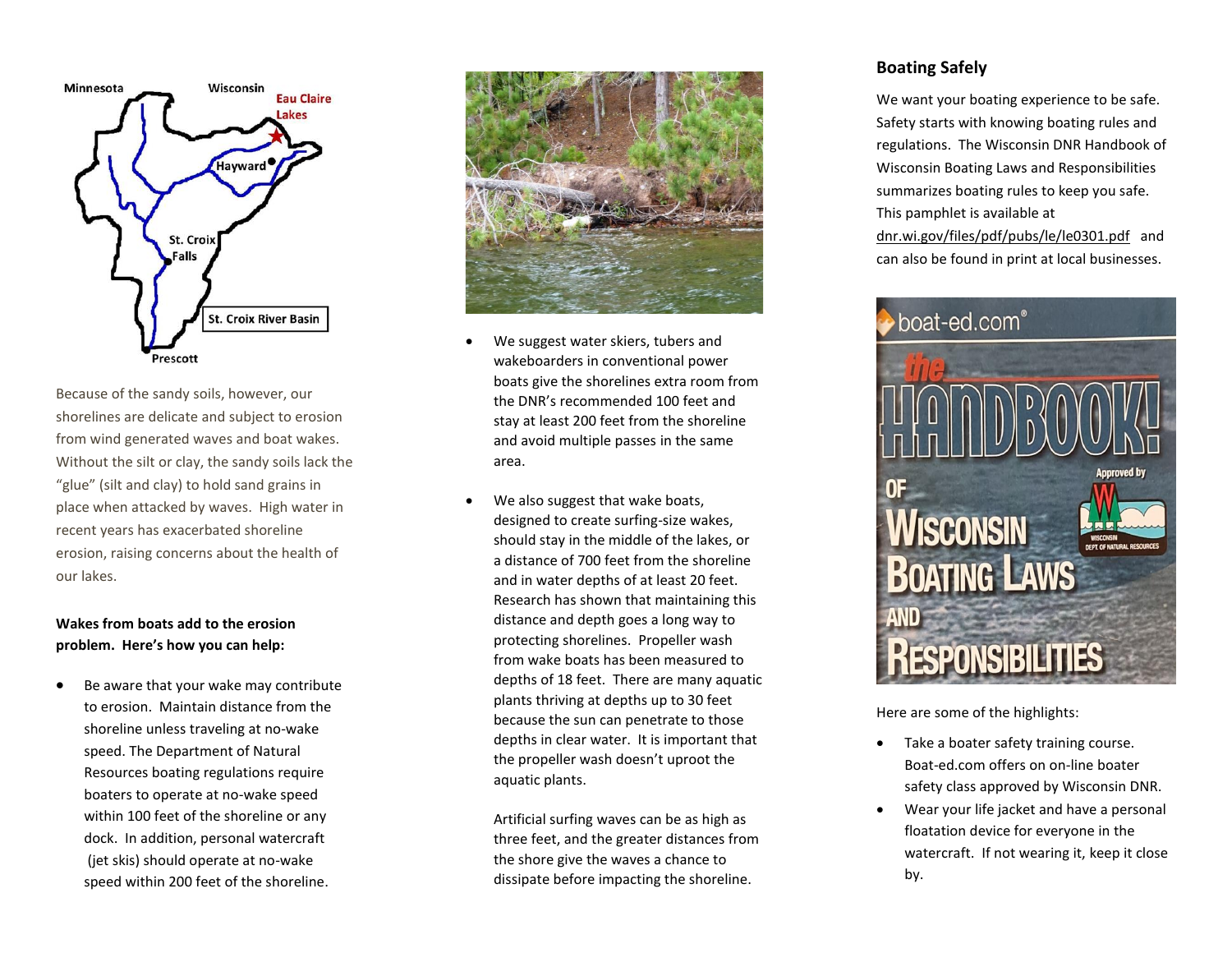Minnesota

Wisconsin

Eau Claire Lakes

Hayward

St. Croix Falls

St. Croix River Basin

Prescott

Because of the sandy soils, however, our shorelines are delicate and subject to erosion from wind generated waves and boat wakes. Without the silt or clay, the sandy soils lack the "glue" (silt and clay) to hold sand grains in place when attacked by waves. High water in recent years has exacerbated shoreline erosion, raising concerns about the health of our lakes.

**Wakes from boats add to the erosion problem. Here's how you can help:**

- Be aware that your wake may contribute to erosion. Maintain distance from the shoreline unless traveling at no-wake speed. The Department of Natural Resources boating regulations require boaters to operate at no-wake speed within 100 feet of the shoreline or any dock. In addition, personal watercraft (jet skis) should operate at no-wake speed within 200 feet of the shoreline.

- We suggest water skiers, tubers and wakeboarders in conventional power boats give the shorelines extra room from the DNR's recommended 100 feet and stay at least 200 feet from the shoreline and avoid multiple passes in the same area.

- We also suggest that wake boats, designed to create surfing-size wakes, should stay in the middle of the lakes, or a distance of 700 feet from the shoreline and in water depths of at least 20 feet. Research has shown that maintaining this distance and depth goes a long way to protecting shorelines. Propeller wash from wake boats has been measured to depths of 18 feet. There are many aquatic plants thriving at depths up to 30 feet because the sun can penetrate to those depths in clear water. It is important that the propeller wash doesn't uproot the aquatic plants.

  Artificial surfing waves can be as high as three feet, and the greater distances from the shore give the waves a chance to dissipate before impacting the shoreline.

## Boating Safely

We want your boating experience to be safe. Safety starts with knowing boating rules and regulations. The Wisconsin DNR Handbook of Wisconsin Boating Laws and Responsibilities summarizes boating rules to keep you safe. This pamphlet is available at dnr.wi.gov/files/pdf/pubs/le/le0301.pdf and can also be found in print at local businesses.

Here are some of the highlights:

- Take a boater safety training course. Boat-ed.com offers on on-line boater safety class approved by Wisconsin DNR.
- Wear your life jacket and have a personal floatation device for everyone in the watercraft. If not wearing it, keep it close by.